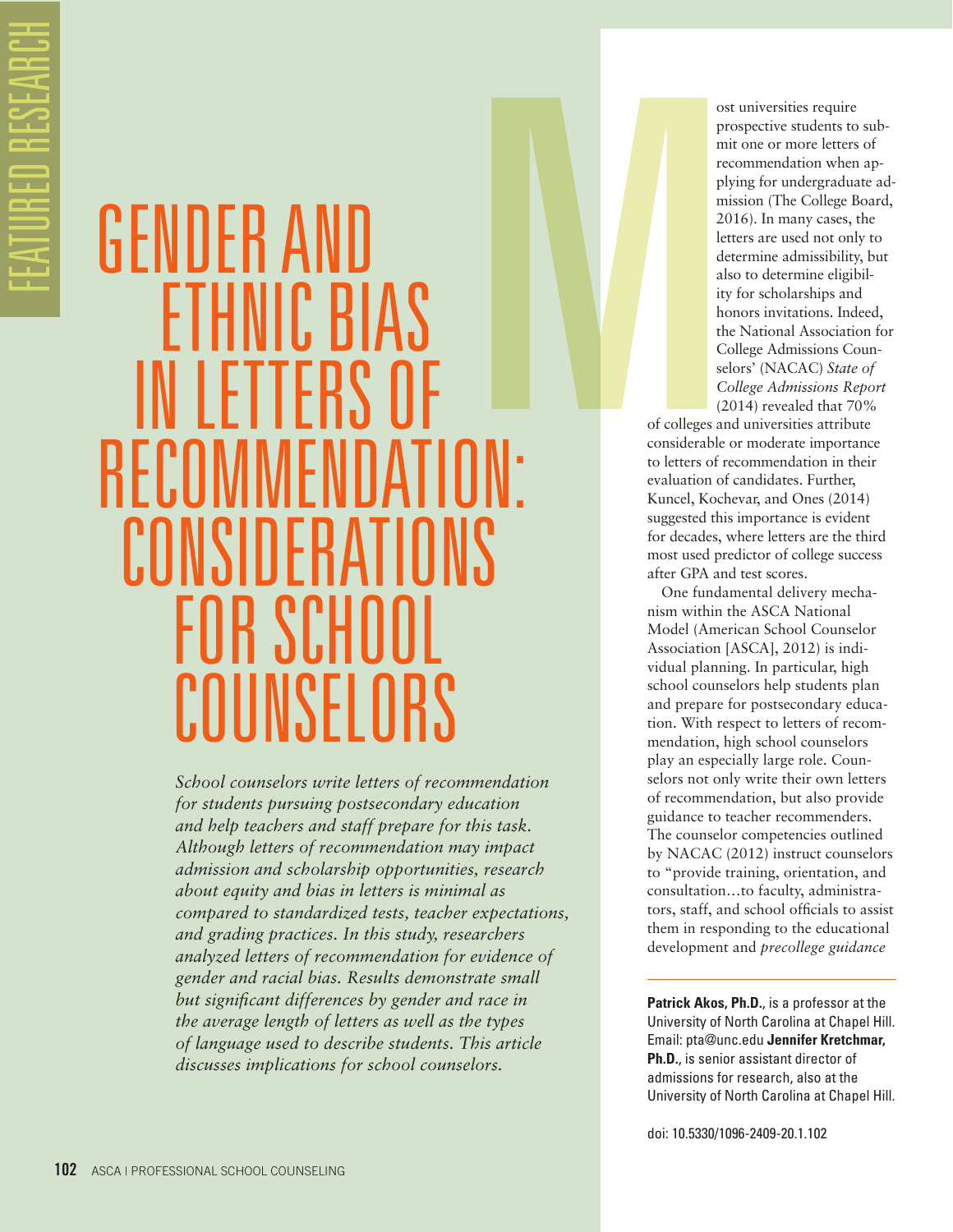# GENDER AND ETHNIC BIAS IN LETTERS OF RECOMMENDATION: CONSIDERATIONS FOR SCHOOL COUNSELORS

*School counselors write letters of recommendation for students pursuing postsecondary education and help teachers and staff prepare for this task. Although letters of recommendation may impact admission and scholarship opportunities, research about equity and bias in letters is minimal as compared to standardized tests, teacher expectations, and grading practices. In this study, researchers analyzed letters of recommendation for evidence of gender and racial bias. Results demonstrate small but significant differences by gender and race in the average length of letters as well as the types of language used to describe students. This article discusses implications for school counselors.*

Most universities require prospective students to submit one or more letters of recommendation when applying for undergraduate admission (The College Board, 2016). In many cases, the letters are used not only to determine admissibility, but also to determine eligibility for scholarships and honors invitations. Indeed, the National Association for College Admissions Counselors' (NACAC) *State of College Admissions Report* (2014) revealed that 70% of colleges and universities attribute considerable or moderate importance to letters of recommendation in their evaluation of candidates. Further, Kuncel, Kochevar, and Ones (2014) suggested this importance is evident for decades, where letters are the third most used predictor of college success after GPA and test scores.

One fundamental delivery mechanism within the ASCA National Model (American School Counselor Association [ASCA], 2012) is individual planning. In particular, high school counselors help students plan and prepare for postsecondary education. With respect to letters of recommendation, high school counselors play an especially large role. Counselors not only write their own letters of recommendation, but also provide guidance to teacher recommenders. The counselor competencies outlined by NACAC (2012) instruct counselors to "provide training, orientation, and consultation…to faculty, administrators, staff, and school officials to assist them in responding to the educational development and *precollege guidance*

**Patrick Akos, Ph.D.**, is a professor at the University of North Carolina at Chapel Hill. Email: pta@unc.edu **Jennifer Kretchmar, Ph.D.**, is senior assistant director of admissions for research, also at the University of North Carolina at Chapel Hill.

doi: 10.5330/1096-2409-20.1.102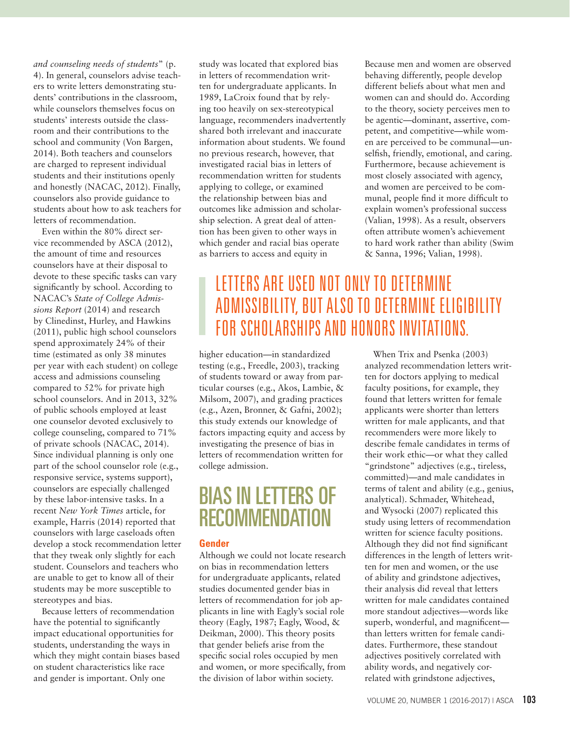*and counseling needs of students*" (p. 4). In general, counselors advise teachers to write letters demonstrating students' contributions in the classroom, while counselors themselves focus on students' interests outside the classroom and their contributions to the school and community (Von Bargen, 2014). Both teachers and counselors are charged to represent individual students and their institutions openly and honestly (NACAC, 2012). Finally, counselors also provide guidance to students about how to ask teachers for letters of recommendation.

Even within the 80% direct service recommended by ASCA (2012), the amount of time and resources counselors have at their disposal to devote to these specific tasks can vary significantly by school. According to NACAC's *State of College Admissions Report* (2014) and research by Clinedinst, Hurley, and Hawkins (2011), public high school counselors spend approximately 24% of their time (estimated as only 38 minutes per year with each student) on college access and admissions counseling compared to 52% for private high school counselors. And in 2013, 32% of public schools employed at least one counselor devoted exclusively to college counseling, compared to 71% of private schools (NACAC, 2014). Since individual planning is only one part of the school counselor role (e.g., responsive service, systems support), counselors are especially challenged by these labor-intensive tasks. In a recent *New York Times* article, for example, Harris (2014) reported that counselors with large caseloads often develop a stock recommendation letter that they tweak only slightly for each student. Counselors and teachers who are unable to get to know all of their students may be more susceptible to stereotypes and bias.

Because letters of recommendation have the potential to significantly impact educational opportunities for students, understanding the ways in which they might contain biases based on student characteristics like race and gender is important. Only one study was located that explored bias in letters of recommendation written for undergraduate applicants. In 1989, LaCroix found that by relying too heavily on sex-stereotypical language, recommenders inadvertently shared both irrelevant and inaccurate information about students. We found no previous research, however, that investigated racial bias in letters of recommendation written for students applying to college, or examined the relationship between bias and outcomes like admission and scholarship selection. A great deal of attention has been given to other ways in which gender and racial bias operate as barriers to access and equity in higher education—in standardized testing (e.g., Freedle, 2003), tracking of students toward or away from particular courses (e.g., Akos, Lambie, & Milsom, 2007), and grading practices (e.g., Azen, Bronner, & Gafni, 2002); this study extends our knowledge of factors impacting equity and access by investigating the presence of bias in letters of recommendation written for college admission.

> LETTERS ARE USED NOT ONLY TO DETERMINE ADMISSIBILITY, BUT ALSO TO DETERMINE ELIGIBILITY FOR SCHOLARSHIPS AND HONORS INVITATIONS.

## BIAS IN LETTERS OF RECOMMENDATION

### Gender

Although we could not locate research on bias in recommendation letters for undergraduate applicants, related studies documented gender bias in letters of recommendation for job applicants in line with Eagly's social role theory (Eagly, 1987; Eagly, Wood, & Deikman, 2000). This theory posits that gender beliefs arise from the specific social roles occupied by men and women, or more specifically, from the division of labor within society. Because men and women are observed behaving differently, people develop different beliefs about what men and women can and should do. According to the theory, society perceives men to be agentic—dominant, assertive, competent, and competitive—while women are perceived to be communal—unselfish, friendly, emotional, and caring. Furthermore, because achievement is most closely associated with agency, and women are perceived to be communal, people find it more difficult to explain women's professional success (Valian, 1998). As a result, observers often attribute women's achievement to hard work rather than ability (Swim & Sanna, 1996; Valian, 1998).

When Trix and Psenka (2003) analyzed recommendation letters written for doctors applying to medical faculty positions, for example, they found that letters written for female applicants were shorter than letters written for male applicants, and that recommenders were more likely to describe female candidates in terms of their work ethic—or what they called "grindstone" adjectives (e.g., tireless, committed)—and male candidates in terms of talent and ability (e.g., genius, analytical). Schmader, Whitehead, and Wysocki (2007) replicated this study using letters of recommendation written for science faculty positions. Although they did not find significant differences in the length of letters written for men and women, or the use of ability and grindstone adjectives, their analysis did reveal that letters written for male candidates contained more standout adjectives—words like superb, wonderful, and magnificent—than letters written for female candidates. Furthermore, these standout adjectives positively correlated with ability words, and negatively correlated with grindstone adjectives,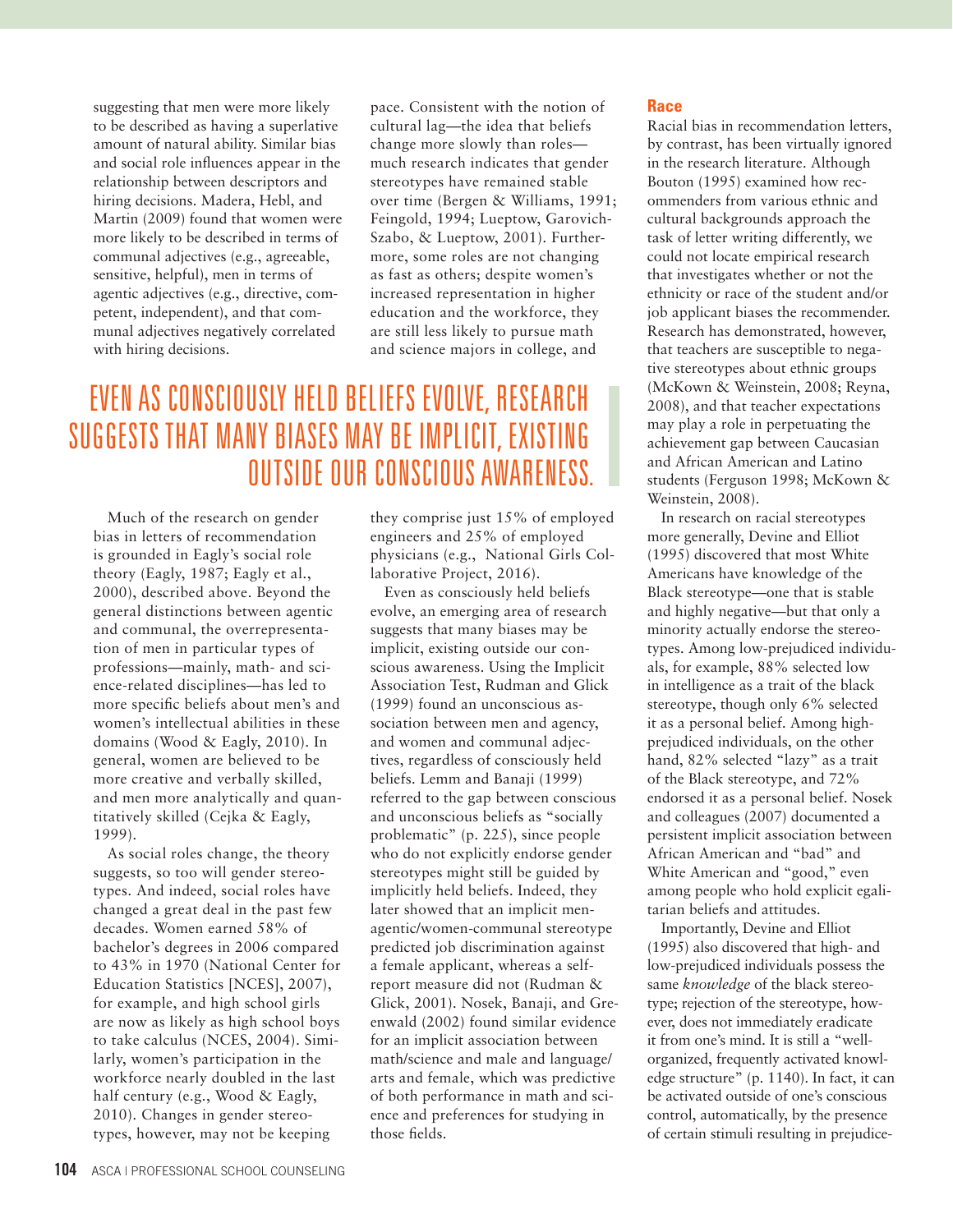suggesting that men were more likely to be described as having a superlative amount of natural ability. Similar bias and social role influences appear in the relationship between descriptors and hiring decisions. Madera, Hebl, and Martin (2009) found that women were more likely to be described in terms of communal adjectives (e.g., agreeable, sensitive, helpful), men in terms of agentic adjectives (e.g., directive, competent, independent), and that communal adjectives negatively correlated with hiring decisions.

Much of the research on gender bias in letters of recommendation is grounded in Eagly's social role theory (Eagly, 1987; Eagly et al., 2000), described above. Beyond the general distinctions between agentic and communal, the overrepresentation of men in particular types of professions—mainly, math- and science-related disciplines—has led to more specific beliefs about men's and women's intellectual abilities in these domains (Wood & Eagly, 2010). In general, women are believed to be more creative and verbally skilled, and men more analytically and quantitatively skilled (Cejka & Eagly, 1999).

As social roles change, the theory suggests, so too will gender stereotypes. And indeed, social roles have changed a great deal in the past few decades. Women earned 58% of bachelor's degrees in 2006 compared to 43% in 1970 (National Center for Education Statistics [NCES], 2007), for example, and high school girls are now as likely as high school boys to take calculus (NCES, 2004). Similarly, women's participation in the workforce nearly doubled in the last half century (e.g., Wood & Eagly, 2010). Changes in gender stereotypes, however, may not be keeping pace. Consistent with the notion of cultural lag—the idea that beliefs change more slowly than roles—much research indicates that gender stereotypes have remained stable over time (Bergen & Williams, 1991; Feingold, 1994; Lueptow, Garovich-Szabo, & Lueptow, 2001). Furthermore, some roles are not changing as fast as others; despite women's increased representation in higher education and the workforce, they are still less likely to pursue math and science majors in college, and they comprise just 15% of employed engineers and 25% of employed physicians (e.g., National Girls Collaborative Project, 2016).

> EVEN AS CONSCIOUSLY HELD BELIEFS EVOLVE, RESEARCH SUGGESTS THAT MANY BIASES MAY BE IMPLICIT, EXISTING OUTSIDE OUR CONSCIOUS AWARENESS.

Even as consciously held beliefs evolve, an emerging area of research suggests that many biases may be implicit, existing outside our conscious awareness. Using the Implicit Association Test, Rudman and Glick (1999) found an unconscious association between men and agency, and women and communal adjectives, regardless of consciously held beliefs. Lemm and Banaji (1999) referred to the gap between conscious and unconscious beliefs as "socially problematic" (p. 225), since people who do not explicitly endorse gender stereotypes might still be guided by implicitly held beliefs. Indeed, they later showed that an implicit men-agentic/women-communal stereotype predicted job discrimination against a female applicant, whereas a self-report measure did not (Rudman & Glick, 2001). Nosek, Banaji, and Greenwald (2002) found similar evidence for an implicit association between math/science and male and language/arts and female, which was predictive of both performance in math and science and preferences for studying in those fields.

## Race

Racial bias in recommendation letters, by contrast, has been virtually ignored in the research literature. Although Bouton (1995) examined how recommenders from various ethnic and cultural backgrounds approach the task of letter writing differently, we could not locate empirical research that investigates whether or not the ethnicity or race of the student and/or job applicant biases the recommender. Research has demonstrated, however, that teachers are susceptible to negative stereotypes about ethnic groups (McKown & Weinstein, 2008; Reyna, 2008), and that teacher expectations may play a role in perpetuating the achievement gap between Caucasian and African American and Latino students (Ferguson 1998; McKown & Weinstein, 2008).

In research on racial stereotypes more generally, Devine and Elliot (1995) discovered that most White Americans have knowledge of the Black stereotype—one that is stable and highly negative—but that only a minority actually endorse the stereotypes. Among low-prejudiced individuals, for example, 88% selected low in intelligence as a trait of the black stereotype, though only 6% selected it as a personal belief. Among high-prejudiced individuals, on the other hand, 82% selected "lazy" as a trait of the Black stereotype, and 72% endorsed it as a personal belief. Nosek and colleagues (2007) documented a persistent implicit association between African American and "bad" and White American and "good," even among people who hold explicit egalitarian beliefs and attitudes.

Importantly, Devine and Elliot (1995) also discovered that high- and low-prejudiced individuals possess the same *knowledge* of the black stereotype; rejection of the stereotype, however, does not immediately eradicate it from one's mind. It is still a "well-organized, frequently activated knowledge structure" (p. 1140). In fact, it can be activated outside of one's conscious control, automatically, by the presence of certain stimuli resulting in prejudice-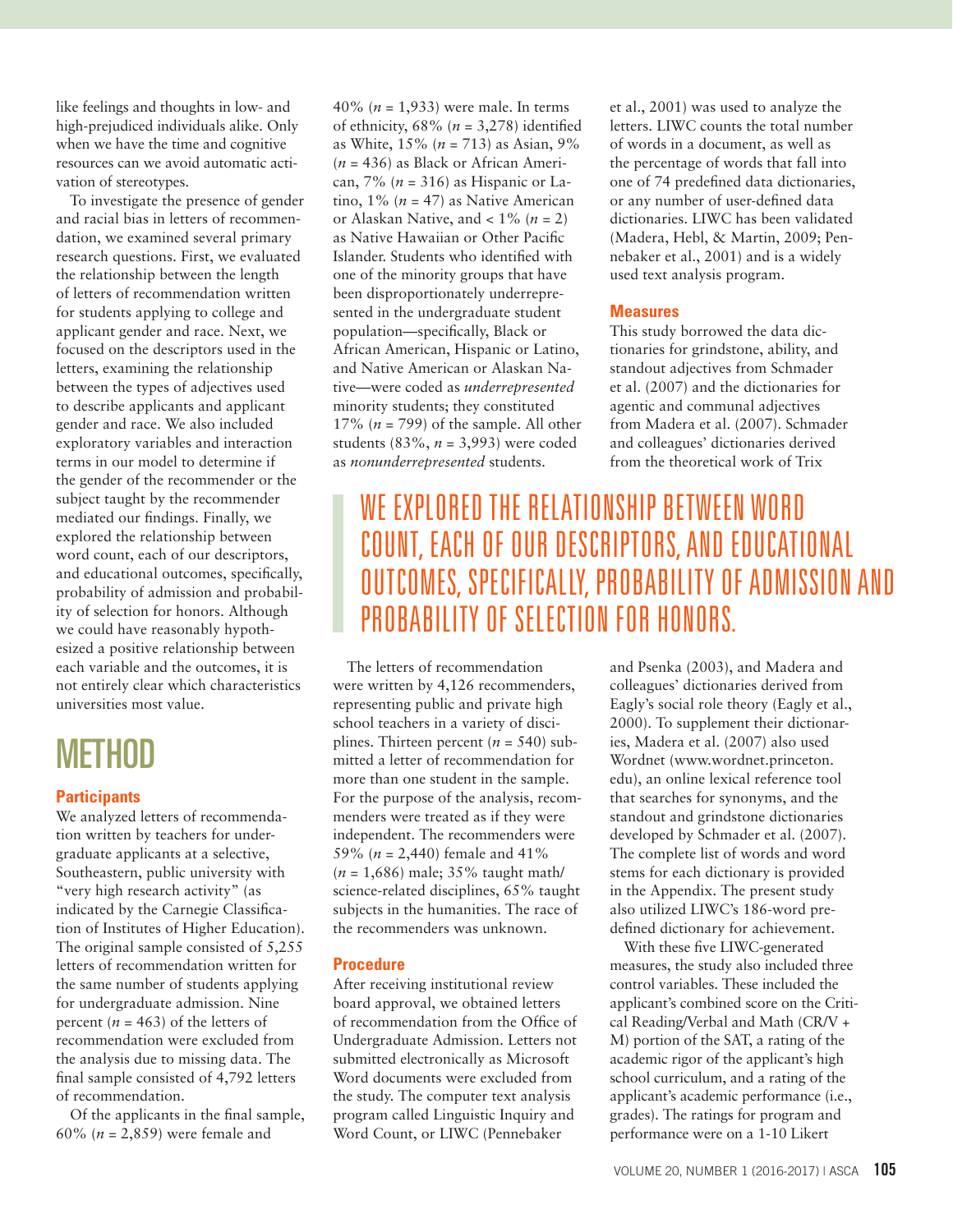like feelings and thoughts in low- and high-prejudiced individuals alike. Only when we have the time and cognitive resources can we avoid automatic activation of stereotypes.

To investigate the presence of gender and racial bias in letters of recommendation, we examined several primary research questions. First, we evaluated the relationship between the length of letters of recommendation written for students applying to college and applicant gender and race. Next, we focused on the descriptors used in the letters, examining the relationship between the types of adjectives used to describe applicants and applicant gender and race. We also included exploratory variables and interaction terms in our model to determine if the gender of the recommender or the subject taught by the recommender mediated our findings. Finally, we explored the relationship between word count, each of our descriptors, and educational outcomes, specifically, probability of admission and probability of selection for honors. Although we could have reasonably hypothesized a positive relationship between each variable and the outcomes, it is not entirely clear which characteristics universities most value.

# METHOD

## Participants

We analyzed letters of recommendation written by teachers for undergraduate applicants at a selective, Southeastern, public university with "very high research activity" (as indicated by the Carnegie Classification of Institutes of Higher Education). The original sample consisted of 5,255 letters of recommendation written for the same number of students applying for undergraduate admission. Nine percent (*n* = 463) of the letters of recommendation were excluded from the analysis due to missing data. The final sample consisted of 4,792 letters of recommendation.

Of the applicants in the final sample, 60% (*n* = 2,859) were female and 40% (*n* = 1,933) were male. In terms of ethnicity, 68% (*n* = 3,278) identified as White, 15% (*n* = 713) as Asian, 9% (*n* = 436) as Black or African American, 7% (*n* = 316) as Hispanic or Latino, 1% (*n* = 47) as Native American or Alaskan Native, and < 1% (*n* = 2) as Native Hawaiian or Other Pacific Islander. Students who identified with one of the minority groups that have been disproportionately underrepresented in the undergraduate student population—specifically, Black or African American, Hispanic or Latino, and Native American or Alaskan Native—were coded as *underrepresented* minority students; they constituted 17% (*n* = 799) of the sample. All other students (83%, *n* = 3,993) were coded as *nonunderrepresented* students.

> WE EXPLORED THE RELATIONSHIP BETWEEN WORD COUNT, EACH OF OUR DESCRIPTORS, AND EDUCATIONAL OUTCOMES, SPECIFICALLY, PROBABILITY OF ADMISSION AND PROBABILITY OF SELECTION FOR HONORS.

The letters of recommendation were written by 4,126 recommenders, representing public and private high school teachers in a variety of disciplines. Thirteen percent (*n* = 540) submitted a letter of recommendation for more than one student in the sample. For the purpose of the analysis, recommenders were treated as if they were independent. The recommenders were 59% (*n* = 2,440) female and 41% (*n* = 1,686) male; 35% taught math/science-related disciplines, 65% taught subjects in the humanities. The race of the recommenders was unknown.

## Procedure

After receiving institutional review board approval, we obtained letters of recommendation from the Office of Undergraduate Admission. Letters not submitted electronically as Microsoft Word documents were excluded from the study. The computer text analysis program called Linguistic Inquiry and Word Count, or LIWC (Pennebaker et al., 2001) was used to analyze the letters. LIWC counts the total number of words in a document, as well as the percentage of words that fall into one of 74 predefined data dictionaries, or any number of user-defined data dictionaries. LIWC has been validated (Madera, Hebl, & Martin, 2009; Pennebaker et al., 2001) and is a widely used text analysis program.

## Measures

This study borrowed the data dictionaries for grindstone, ability, and standout adjectives from Schmader et al. (2007) and the dictionaries for agentic and communal adjectives from Madera et al. (2007). Schmader and colleagues' dictionaries derived from the theoretical work of Trix and Psenka (2003), and Madera and colleagues' dictionaries derived from Eagly's social role theory (Eagly et al., 2000). To supplement their dictionaries, Madera et al. (2007) also used Wordnet (www.wordnet.princeton.edu), an online lexical reference tool that searches for synonyms, and the standout and grindstone dictionaries developed by Schmader et al. (2007). The complete list of words and word stems for each dictionary is provided in the Appendix. The present study also utilized LIWC's 186-word predefined dictionary for achievement.

With these five LIWC-generated measures, the study also included three control variables. These included the applicant's combined score on the Critical Reading/Verbal and Math (CR/V + M) portion of the SAT, a rating of the academic rigor of the applicant's high school curriculum, and a rating of the applicant's academic performance (i.e., grades). The ratings for program and performance were on a 1-10 Likert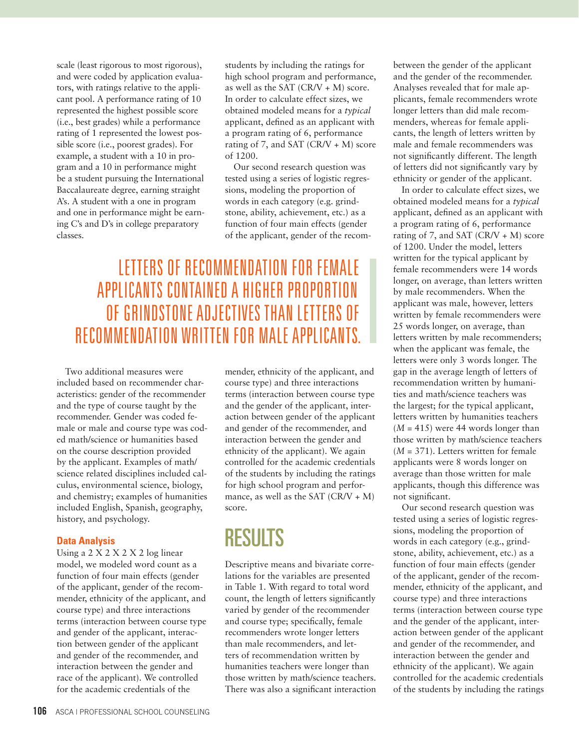scale (least rigorous to most rigorous), and were coded by application evaluators, with ratings relative to the applicant pool. A performance rating of 10 represented the highest possible score (i.e., best grades) while a performance rating of 1 represented the lowest possible score (i.e., poorest grades). For example, a student with a 10 in program and a 10 in performance might be a student pursuing the International Baccalaureate degree, earning straight A's. A student with a one in program and one in performance might be earning C's and D's in college preparatory classes.

Two additional measures were included based on recommender characteristics: gender of the recommender and the type of course taught by the recommender. Gender was coded female or male and course type was coded math/science or humanities based on the course description provided by the applicant. Examples of math/science related disciplines included calculus, environmental science, biology, and chemistry; examples of humanities included English, Spanish, geography, history, and psychology.

### Data Analysis

Using a 2 X 2 X 2 X 2 log linear model, we modeled word count as a function of four main effects (gender of the applicant, gender of the recommender, ethnicity of the applicant, and course type) and three interactions terms (interaction between course type and gender of the applicant, interaction between gender of the applicant and gender of the recommender, and interaction between the gender and race of the applicant). We controlled for the academic credentials of the students by including the ratings for high school program and performance, as well as the SAT (CR/V + M) score. In order to calculate effect sizes, we obtained modeled means for a *typical* applicant, defined as an applicant with a program rating of 6, performance rating of 7, and SAT (CR/V + M) score of 1200.

Our second research question was tested using a series of logistic regressions, modeling the proportion of words in each category (e.g. grindstone, ability, achievement, etc.) as a function of four main effects (gender of the applicant, gender of the recommender, ethnicity of the applicant, and course type) and three interactions terms (interaction between course type and the gender of the applicant, interaction between gender of the applicant and gender of the recommender, and interaction between the gender and ethnicity of the applicant). We again controlled for the academic credentials of the students by including the ratings for high school program and performance, as well as the SAT (CR/V + M) score.

> LETTERS OF RECOMMENDATION FOR FEMALE APPLICANTS CONTAINED A HIGHER PROPORTION OF GRINDSTONE ADJECTIVES THAN LETTERS OF RECOMMENDATION WRITTEN FOR MALE APPLICANTS.

## RESULTS

Descriptive means and bivariate correlations for the variables are presented in Table 1. With regard to total word count, the length of letters significantly varied by gender of the recommender and course type; specifically, female recommenders wrote longer letters than male recommenders, and letters of recommendation written by humanities teachers were longer than those written by math/science teachers. There was also a significant interaction between the gender of the applicant and the gender of the recommender. Analyses revealed that for male applicants, female recommenders wrote longer letters than did male recommenders, whereas for female applicants, the length of letters written by male and female recommenders was not significantly different. The length of letters did not significantly vary by ethnicity or gender of the applicant.

In order to calculate effect sizes, we obtained modeled means for a *typical* applicant, defined as an applicant with a program rating of 6, performance rating of 7, and SAT (CR/V + M) score of 1200. Under the model, letters written for the typical applicant by female recommenders were 14 words longer, on average, than letters written by male recommenders. When the applicant was male, however, letters written by female recommenders were 25 words longer, on average, than letters written by male recommenders; when the applicant was female, the letters were only 3 words longer. The gap in the average length of letters of recommendation written by humanities and math/science teachers was the largest; for the typical applicant, letters written by humanities teachers ($M$ = 415) were 44 words longer than those written by math/science teachers ($M$ = 371). Letters written for female applicants were 8 words longer on average than those written for male applicants, though this difference was not significant.

Our second research question was tested using a series of logistic regressions, modeling the proportion of words in each category (e.g., grindstone, ability, achievement, etc.) as a function of four main effects (gender of the applicant, gender of the recommender, ethnicity of the applicant, and course type) and three interactions terms (interaction between course type and the gender of the applicant, interaction between gender of the applicant and gender of the recommender, and interaction between the gender and ethnicity of the applicant). We again controlled for the academic credentials of the students by including the ratings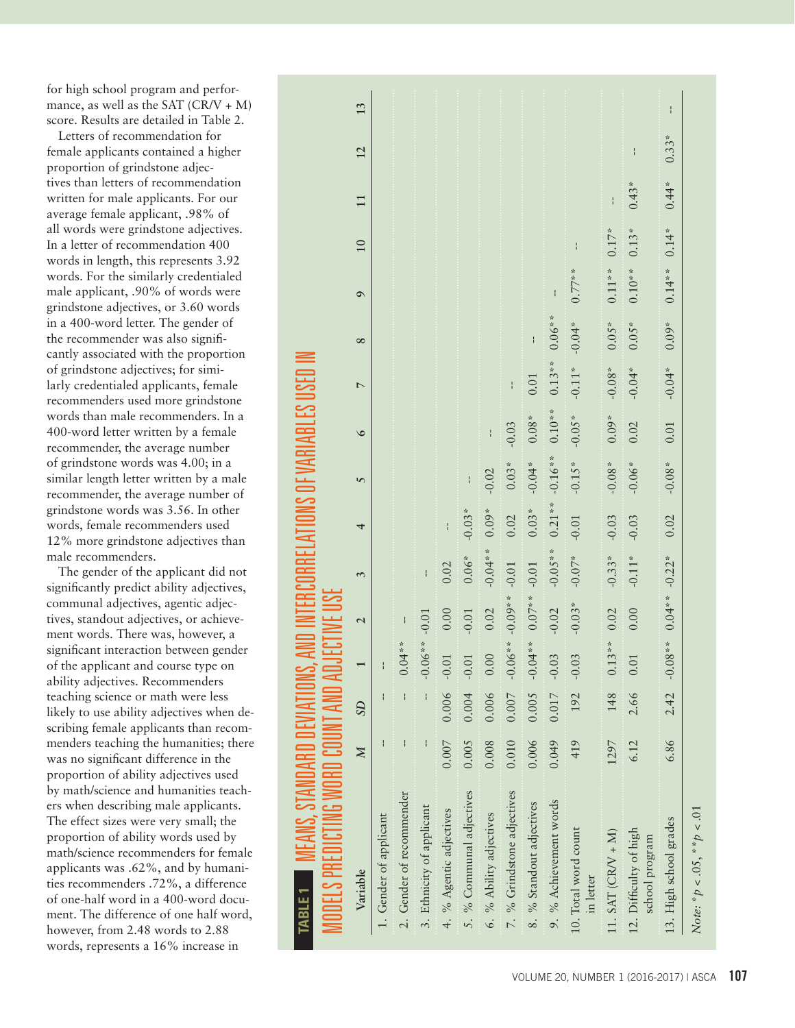for high school program and performance, as well as the SAT (CR/V + M) score. Results are detailed in Table 2.

Letters of recommendation for female applicants contained a higher proportion of grindstone adjectives than letters of recommendation written for male applicants. For our average female applicant, .98% of all words were grindstone adjectives. In a letter of recommendation 400 words in length, this represents 3.92 words. For the similarly credentialed male applicant, .90% of words were grindstone adjectives, or 3.60 words in a 400-word letter. The gender of the recommender was also significantly associated with the proportion of grindstone adjectives; for similarly credentialed applicants, female recommenders used more grindstone words than male recommenders. In a 400-word letter written by a female recommender, the average number of grindstone words was 4.00; in a similar length letter written by a male recommender, the average number of grindstone words was 3.56. In other words, female recommenders used 12% more grindstone adjectives than male recommenders.

The gender of the applicant did not significantly predict ability adjectives, communal adjectives, agentic adjectives, standout adjectives, or achievement words. There was, however, a significant interaction between gender of the applicant and course type on ability adjectives. Recommenders teaching science or math were less likely to use ability adjectives when describing female applicants than recommenders teaching the humanities; there was no significant difference in the proportion of ability adjectives used by math/science and humanities teachers when describing male applicants. The effect sizes were very small; the proportion of ability words used by math/science recommenders for female applicants was .62%, and by humanities recommenders .72%, a difference of one-half word in a 400-word document. The difference of one half word, however, from 2.48 words to 2.88 words, represents a 16% increase in

**TABLE 1** MEANS, STANDARD DEVIATIONS, AND INTERCORRELATIONS OF VARIABLES USED IN MODELS PREDICTING WORD COUNT AND ADJECTIVE USE

| Variable | *M* | *SD* | 1 | 2 | 3 | 4 | 5 | 6 | 7 | 8 | 9 | 10 | 11 | 12 | 13 |
|---|---|---|---|---|---|---|---|---|---|---|---|---|---|---|---|
| 1. Gender of applicant | -- | -- | -- | | | | | | | | | | | | |
| 2. Gender of recommender | -- | -- | 0.04** | -- | | | | | | | | | | | |
| 3. Ethnicity of applicant | -- | -- | -0.06** | -0.01 | -- | | | | | | | | | | |
| 4. % Agentic adjectives | 0.007 | 0.006 | -0.01 | 0.00 | 0.02 | -- | | | | | | | | | |
| 5. % Communal adjectives | 0.005 | 0.004 | -0.01 | -0.01 | 0.06* | -0.03* | -- | | | | | | | | |
| 6. % Ability adjectives | 0.008 | 0.006 | 0.00 | 0.02 | -0.04** | 0.09* | -0.02 | -- | | | | | | | |
| 7. % Grindstone adjectives | 0.010 | 0.007 | -0.06** | -0.09** | -0.01 | 0.02 | 0.03* | -0.03 | -- | | | | | | |
| 8. % Standout adjectives | 0.006 | 0.005 | -0.04** | 0.07** | -0.01 | 0.03* | -0.04* | 0.08* | 0.01 | -- | | | | | |
| 9. % Achievement words | 0.049 | 0.017 | -0.03 | -0.02 | -0.05** | 0.21** | -0.16** | 0.10** | 0.13** | 0.06** | -- | | | | |
| 10. Total word count in letter | 419 | 192 | -0.03 | -0.03* | -0.07* | -0.01 | -0.15* | -0.05* | -0.11* | -0.04* | 0.77** | -- | | | |
| 11. SAT (CR/V + M) | 1297 | 148 | 0.13** | 0.02 | -0.33* | -0.03 | -0.08* | 0.09* | -0.08* | 0.05* | 0.11** | 0.17* | -- | | |
| 12. Difficulty of high school program | 6.12 | 2.66 | 0.01 | 0.00 | -0.11* | -0.03 | -0.06* | 0.02 | -0.04* | 0.05* | 0.10** | 0.13* | 0.43* | -- | |
| 13. High school grades | 6.86 | 2.42 | -0.08** | 0.04** | -0.22* | 0.02 | -0.08* | 0.01 | -0.04* | 0.09* | 0.14** | 0.14* | 0.44* | 0.33* | -- |

*Note:* $*p < .05$, $**p < .01$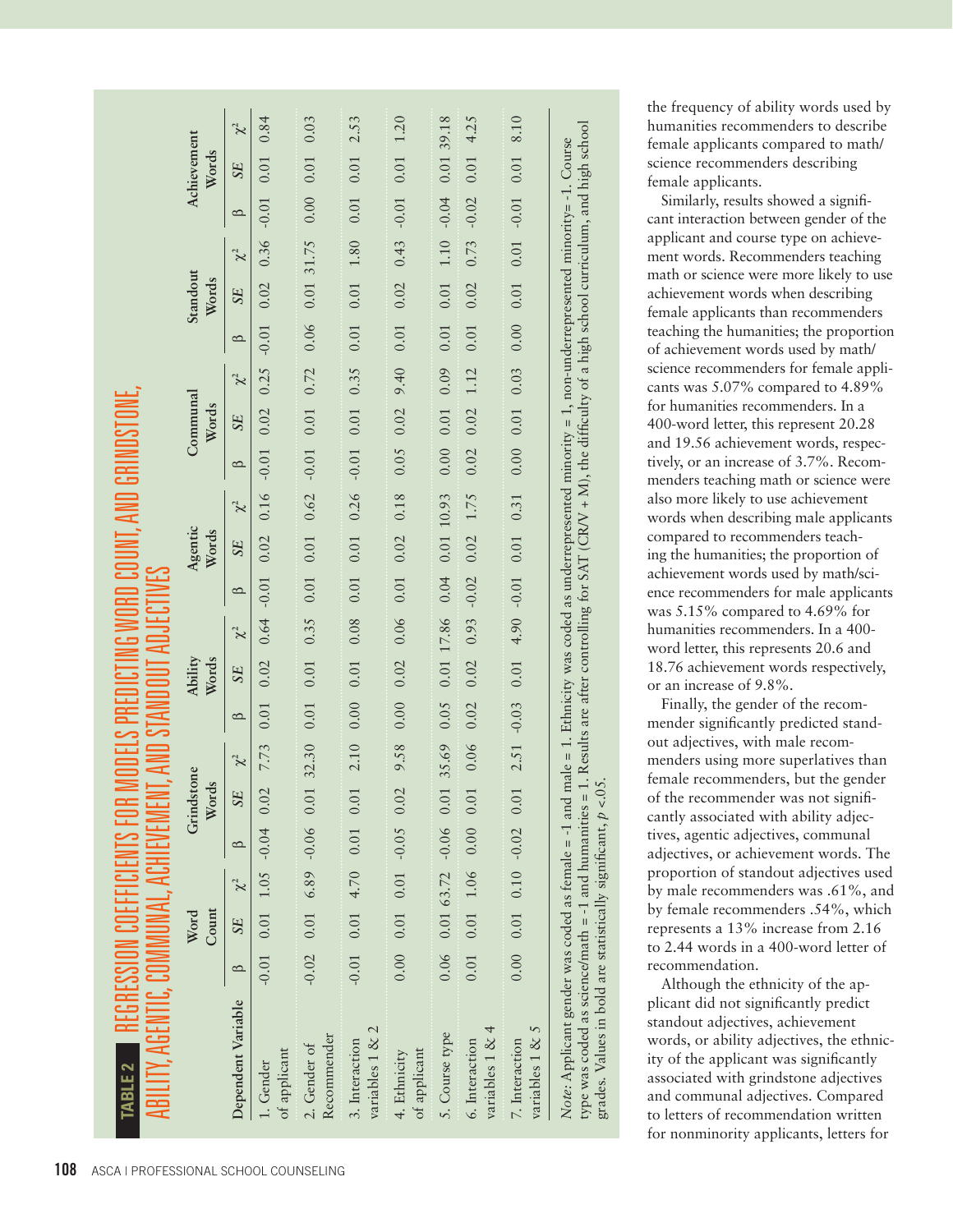**TABLE 2** REGRESSION COEFFICIENTS FOR MODELS PREDICTING WORD COUNT, AND GRINDSTONE, ABILITY, AGENTIC, COMMUNAL, ACHIEVEMENT, AND STANDOUT ADJECTIVES

| Dependent Variable | Word Count | | | Grindstone Words | | | Ability Words | | | Agentic Words | | | Communal Words | | | Standout Words | | | Achievement Words | | |
|---|---|---|---|---|---|---|---|---|---|---|---|---|---|---|---|---|---|---|---|---|---|
| | β | *SE* | $\chi^2$ | β | *SE* | $\chi^2$ | β | *SE* | $\chi^2$ | β | *SE* | $\chi^2$ | β | *SE* | $\chi^2$ | β | *SE* | $\chi^2$ | β | *SE* | $\chi^2$ |
| 1. Gender of applicant | -0.01 | 0.01 | 1.05 | -0.04 | 0.02 | 7.73 | 0.01 | 0.02 | 0.64 | -0.01 | 0.02 | 0.16 | -0.01 | 0.02 | 0.25 | -0.01 | 0.02 | 0.36 | -0.01 | 0.01 | 0.84 |
| 2. Gender of Recommender | -0.02 | 0.01 | 6.89 | -0.06 | 0.01 | 32.30 | 0.01 | 0.01 | 0.35 | 0.01 | 0.01 | 0.62 | -0.01 | 0.01 | 0.72 | 0.06 | 0.01 | 31.75 | 0.00 | 0.01 | 0.03 |
| 3. Interaction variables 1 & 2 | -0.01 | 0.01 | 4.70 | 0.01 | 0.01 | 2.10 | 0.00 | 0.01 | 0.08 | 0.01 | 0.01 | 0.26 | -0.01 | 0.01 | 0.35 | 0.01 | 0.01 | 1.80 | 0.01 | 0.01 | 2.53 |
| 4. Ethnicity of applicant | 0.00 | 0.01 | 0.01 | -0.05 | 0.02 | 9.58 | 0.00 | 0.02 | 0.06 | 0.01 | 0.02 | 0.18 | 0.05 | 0.02 | 9.40 | 0.01 | 0.02 | 0.43 | -0.01 | 0.01 | 1.20 |
| 5. Course type | 0.06 | 0.01 | 63.72 | -0.06 | 0.01 | 35.69 | 0.05 | 0.01 | 17.86 | 0.04 | 0.01 | 10.93 | 0.00 | 0.01 | 0.09 | 0.01 | 0.01 | 1.10 | -0.04 | 0.01 | 39.18 |
| 6. Interaction variables 1 & 4 | 0.01 | 0.01 | 1.06 | 0.00 | 0.01 | 0.06 | 0.02 | 0.02 | 0.93 | -0.02 | 0.02 | 1.75 | 0.02 | 0.02 | 1.12 | 0.01 | 0.02 | 0.73 | -0.02 | 0.01 | 4.25 |
| 7. Interaction variables 1 & 5 | 0.00 | 0.01 | 0.10 | -0.02 | 0.01 | 2.51 | -0.03 | 0.01 | 4.90 | -0.01 | 0.01 | 0.31 | 0.00 | 0.01 | 0.03 | 0.00 | 0.01 | 0.01 | -0.01 | 0.01 | 8.10 |

*Note:* Applicant gender was coded as female = -1 and male = 1. Ethnicity was coded as underrepresented minority = 1, non-underrepresented minority= -1. Course type was coded as science/math = -1 and humanities = 1. Results are after controlling for SAT (CR/V + M), the difficulty of a high school curriculum, and high school grades. Values in bold are statistically significant, $p < .05$.

the frequency of ability words used by humanities recommenders to describe female applicants compared to math/science recommenders describing female applicants.

Similarly, results showed a significant interaction between gender of the applicant and course type on achievement words. Recommenders teaching math or science were more likely to use achievement words when describing female applicants than recommenders teaching the humanities; the proportion of achievement words used by math/science recommenders for female applicants was 5.07% compared to 4.89% for humanities recommenders. In a 400-word letter, this represent 20.28 and 19.56 achievement words, respectively, or an increase of 3.7%. Recommenders teaching math or science were also more likely to use achievement words when describing male applicants compared to recommenders teaching the humanities; the proportion of achievement words used by math/science recommenders for male applicants was 5.15% compared to 4.69% for humanities recommenders. In a 400-word letter, this represents 20.6 and 18.76 achievement words respectively, or an increase of 9.8%.

Finally, the gender of the recommender significantly predicted standout adjectives, with male recommenders using more superlatives than female recommenders, but the gender of the recommender was not significantly associated with ability adjectives, agentic adjectives, communal adjectives, or achievement words. The proportion of standout adjectives used by male recommenders was .61%, and by female recommenders .54%, which represents a 13% increase from 2.16 to 2.44 words in a 400-word letter of recommendation.

Although the ethnicity of the applicant did not significantly predict standout adjectives, achievement words, or ability adjectives, the ethnicity of the applicant was significantly associated with grindstone adjectives and communal adjectives. Compared to letters of recommendation written for nonminority applicants, letters for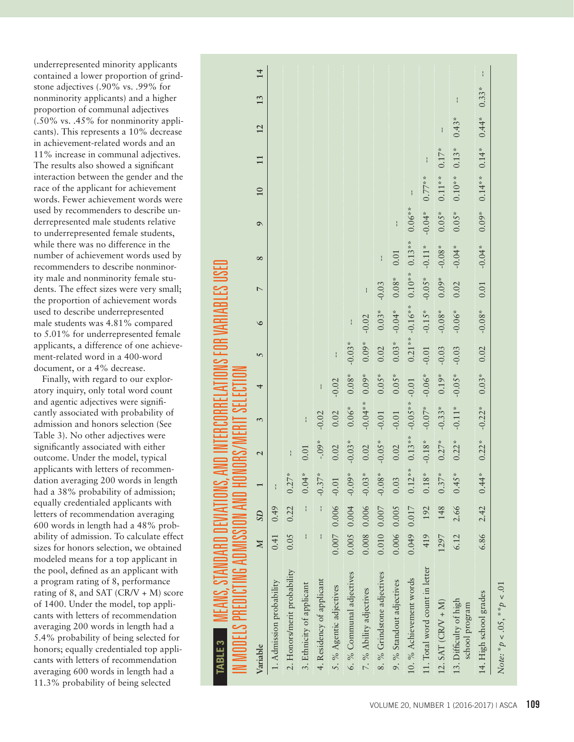underrepresented minority applicants contained a lower proportion of grindstone adjectives (.90% vs. .99% for nonminority applicants) and a higher proportion of communal adjectives (.50% vs. .45% for nonminority applicants). This represents a 10% decrease in achievement-related words and an 11% increase in communal adjectives. The results also showed a significant interaction between the gender and the race of the applicant for achievement words. Fewer achievement words were used by recommenders to describe underrepresented male students relative to underrepresented female students, while there was no difference in the number of achievement words used by recommenders to describe nonminority male and nonminority female students. The effect sizes were very small; the proportion of achievement words used to describe underrepresented male students was 4.81% compared to 5.01% for underrepresented female applicants, a difference of one achievement-related word in a 400-word document, or a 4% decrease.

Finally, with regard to our exploratory inquiry, only total word count and agentic adjectives were significantly associated with probability of admission and honors selection (See Table 3). No other adjectives were significantly associated with either outcome. Under the model, typical applicants with letters of recommendation averaging 200 words in length had a 38% probability of admission; equally credentialed applicants with letters of recommendation averaging 600 words in length had a 48% probability of admission. To calculate effect sizes for honors selection, we obtained modeled means for a top applicant in the pool, defined as an applicant with a program rating of 8, performance rating of 8, and SAT (CR/V + M) score of 1400. Under the model, top applicants with letters of recommendation averaging 200 words in length had a 5.4% probability of being selected for honors; equally credentialed top applicants with letters of recommendation averaging 600 words in length had a 11.3% probability of being selected

**TABLE 3** MEANS, STANDARD DEVIATIONS, AND INTERCORRELATIONS FOR VARIABLES USED IN MODELS PREDICTING ADMISSION AND HONORS/MERIT SELECTION

| Variable | *M* | *SD* | 1 | 2 | 3 | 4 | 5 | 6 | 7 | 8 | 9 | 10 | 11 | 12 | 13 | 14 |
|---|---|---|---|---|---|---|---|---|---|---|---|---|---|---|---|---|
| 1. Admission probability | 0.41 | 0.49 | -- | | | | | | | | | | | | | |
| 2. Honors/merit probability | 0.05 | 0.22 | 0.27* | -- | | | | | | | | | | | | |
| 3. Ethnicity of applicant | -- | -- | 0.04* | 0.01 | -- | | | | | | | | | | | |
| 4. Residency of applicant | -- | -- | -0.37* | -.09* | -0.02 | -- | | | | | | | | | | |
| 5. % Agentic adjectives | 0.007 | 0.006 | -0.01 | 0.02 | 0.02 | -0.02 | -- | | | | | | | | | |
| 6. % Communal adjectives | 0.005 | 0.004 | -0.09* | -0.03* | 0.06* | 0.08* | -0.03* | -- | | | | | | | | |
| 7. % Ability adjectives | 0.008 | 0.006 | -0.03* | 0.02 | -0.04** | 0.09* | 0.09* | -0.02 | -- | | | | | | | |
| 8. % Grindstone adjectives | 0.010 | 0.007 | -0.08* | -0.05* | -0.01 | 0.05* | 0.02 | 0.03* | -0.03 | -- | | | | | | |
| 9. % Standout adjectives | 0.006 | 0.005 | 0.03 | 0.02 | -0.01 | 0.05* | 0.03* | -0.04* | 0.08* | 0.01 | -- | | | | | |
| 10. % Achievement words | 0.049 | 0.017 | 0.12** | 0.13** | -0.05** | -0.01 | 0.21** | -0.16** | 0.10** | 0.13** | 0.06** | -- | | | | |
| 11. Total word count in letter | 419 | 192 | 0.18* | -0.18* | -0.07* | -0.06* | -0.01 | -0.15* | -0.05* | -0.11* | -0.04* | 0.77** | -- | | | |
| 12. SAT (CR/V + M) | 1297 | 148 | 0.37* | 0.27* | -0.33* | 0.19* | -0.03 | -0.08* | 0.09* | -0.08* | 0.05* | 0.11** | 0.17* | -- | | |
| 13. Difficulty of high school program | 6.12 | 2.66 | 0.45* | 0.22* | -0.11* | -0.05* | -0.03 | -0.06* | 0.02 | -0.04* | 0.05* | 0.10** | 0.13* | 0.43* | -- | |
| 14. High school grades | 6.86 | 2.42 | 0.44* | 0.22* | -0.22* | 0.03* | 0.02 | -0.08* | 0.01 | -0.04* | 0.09* | 0.14** | 0.14* | 0.44* | 0.33* | -- |

*Note:* $^*p < .05$, $^{**}p < .01$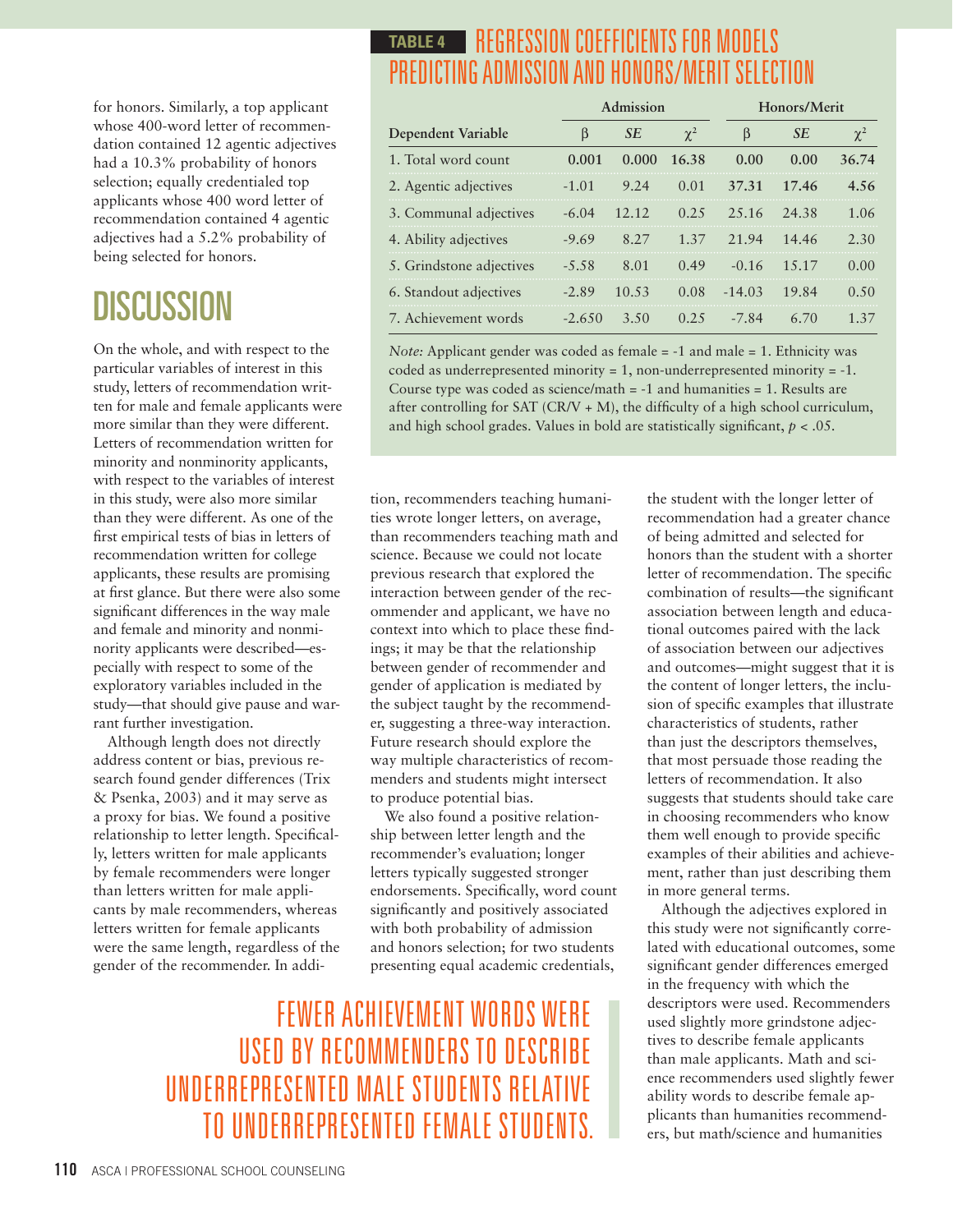for honors. Similarly, a top applicant whose 400-word letter of recommendation contained 12 agentic adjectives had a 10.3% probability of honors selection; equally credentialed top applicants whose 400 word letter of recommendation contained 4 agentic adjectives had a 5.2% probability of being selected for honors.

**TABLE 4 REGRESSION COEFFICIENTS FOR MODELS PREDICTING ADMISSION AND HONORS/MERIT SELECTION**

| Dependent Variable | Admission | | | Honors/Merit | | |
|---|---|---|---|---|---|---|
| | β | *SE* | $\chi^2$ | β | *SE* | $\chi^2$ |
| 1. Total word count | **0.001** | **0.000** | **16.38** | **0.00** | **0.00** | **36.74** |
| 2. Agentic adjectives | -1.01 | 9.24 | 0.01 | **37.31** | **17.46** | **4.56** |
| 3. Communal adjectives | -6.04 | 12.12 | 0.25 | 25.16 | 24.38 | 1.06 |
| 4. Ability adjectives | -9.69 | 8.27 | 1.37 | 21.94 | 14.46 | 2.30 |
| 5. Grindstone adjectives | -5.58 | 8.01 | 0.49 | -0.16 | 15.17 | 0.00 |
| 6. Standout adjectives | -2.89 | 10.53 | 0.08 | -14.03 | 19.84 | 0.50 |
| 7. Achievement words | -2.650 | 3.50 | 0.25 | -7.84 | 6.70 | 1.37 |

*Note:* Applicant gender was coded as female = -1 and male = 1. Ethnicity was coded as underrepresented minority = 1, non-underrepresented minority = -1. Course type was coded as science/math = -1 and humanities = 1. Results are after controlling for SAT (CR/V + M), the difficulty of a high school curriculum, and high school grades. Values in bold are statistically significant, $p < .05$.

# DISCUSSION

On the whole, and with respect to the particular variables of interest in this study, letters of recommendation written for male and female applicants were more similar than they were different. Letters of recommendation written for minority and nonminority applicants, with respect to the variables of interest in this study, were also more similar than they were different. As one of the first empirical tests of bias in letters of recommendation written for college applicants, these results are promising at first glance. But there were also some significant differences in the way male and female and minority and nonminority applicants were described—especially with respect to some of the exploratory variables included in the study—that should give pause and warrant further investigation.

Although length does not directly address content or bias, previous research found gender differences (Trix & Psenka, 2003) and it may serve as a proxy for bias. We found a positive relationship to letter length. Specifically, letters written for male applicants by female recommenders were longer than letters written for male applicants by male recommenders, whereas letters written for female applicants were the same length, regardless of the gender of the recommender. In addition, recommenders teaching humanities wrote longer letters, on average, than recommenders teaching math and science. Because we could not locate previous research that explored the interaction between gender of the recommender and applicant, we have no context into which to place these findings; it may be that the relationship between gender of recommender and gender of application is mediated by the subject taught by the recommender, suggesting a three-way interaction. Future research should explore the way multiple characteristics of recommenders and students might intersect to produce potential bias.

We also found a positive relationship between letter length and the recommender's evaluation; longer letters typically suggested stronger endorsements. Specifically, word count significantly and positively associated with both probability of admission and honors selection; for two students presenting equal academic credentials, the student with the longer letter of recommendation had a greater chance of being admitted and selected for honors than the student with a shorter letter of recommendation. The specific combination of results—the significant association between length and educational outcomes paired with the lack of association between our adjectives and outcomes—might suggest that it is the content of longer letters, the inclusion of specific examples that illustrate characteristics of students, rather than just the descriptors themselves, that most persuade those reading the letters of recommendation. It also suggests that students should take care in choosing recommenders who know them well enough to provide specific examples of their abilities and achievement, rather than just describing them in more general terms.

> FEWER ACHIEVEMENT WORDS WERE USED BY RECOMMENDERS TO DESCRIBE UNDERREPRESENTED MALE STUDENTS RELATIVE TO UNDERREPRESENTED FEMALE STUDENTS.

Although the adjectives explored in this study were not significantly correlated with educational outcomes, some significant gender differences emerged in the frequency with which the descriptors were used. Recommenders used slightly more grindstone adjectives to describe female applicants than male applicants. Math and science recommenders used slightly fewer ability words to describe female applicants than humanities recommenders, but math/science and humanities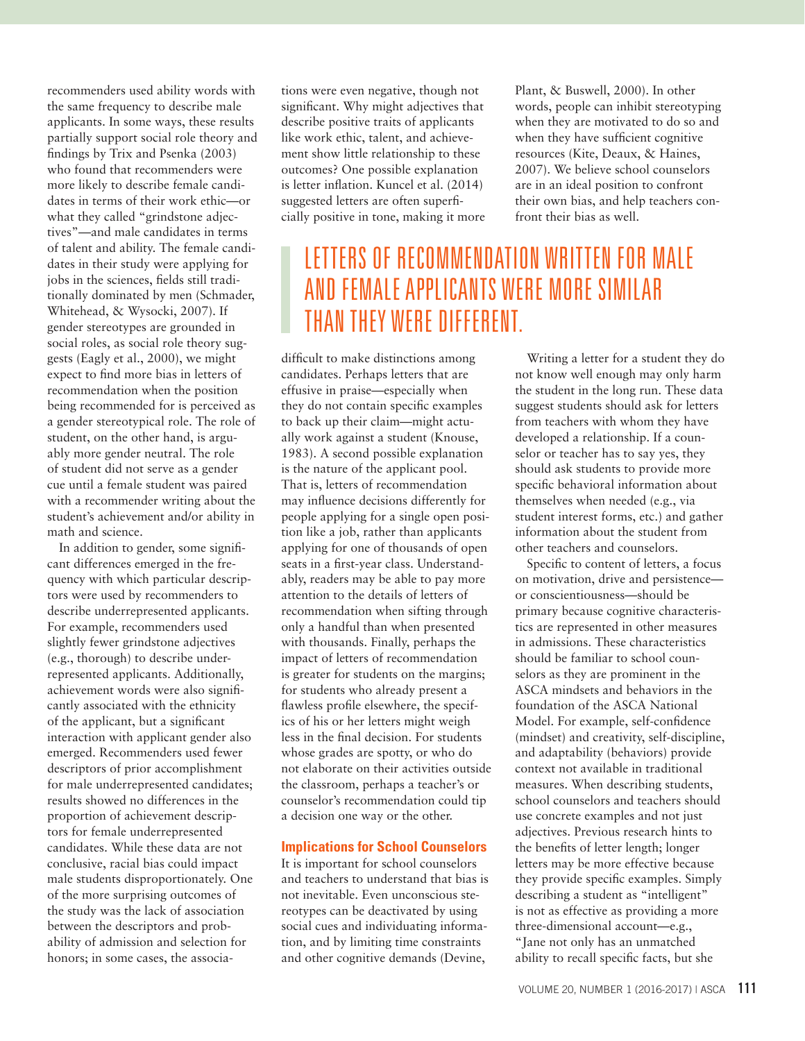recommenders used ability words with the same frequency to describe male applicants. In some ways, these results partially support social role theory and findings by Trix and Psenka (2003) who found that recommenders were more likely to describe female candidates in terms of their work ethic—or what they called "grindstone adjectives"—and male candidates in terms of talent and ability. The female candidates in their study were applying for jobs in the sciences, fields still traditionally dominated by men (Schmader, Whitehead, & Wysocki, 2007). If gender stereotypes are grounded in social roles, as social role theory suggests (Eagly et al., 2000), we might expect to find more bias in letters of recommendation when the position being recommended for is perceived as a gender stereotypical role. The role of student, on the other hand, is arguably more gender neutral. The role of student did not serve as a gender cue until a female student was paired with a recommender writing about the student's achievement and/or ability in math and science.

In addition to gender, some significant differences emerged in the frequency with which particular descriptors were used by recommenders to describe underrepresented applicants. For example, recommenders used slightly fewer grindstone adjectives (e.g., thorough) to describe underrepresented applicants. Additionally, achievement words were also significantly associated with the ethnicity of the applicant, but a significant interaction with applicant gender also emerged. Recommenders used fewer descriptors of prior accomplishment for male underrepresented candidates; results showed no differences in the proportion of achievement descriptors for female underrepresented candidates. While these data are not conclusive, racial bias could impact male students disproportionately. One of the more surprising outcomes of the study was the lack of association between the descriptors and probability of admission and selection for honors; in some cases, the associations were even negative, though not significant. Why might adjectives that describe positive traits of applicants like work ethic, talent, and achievement show little relationship to these outcomes? One possible explanation is letter inflation. Kuncel et al. (2014) suggested letters are often superficially positive in tone, making it more difficult to make distinctions among candidates. Perhaps letters that are effusive in praise—especially when they do not contain specific examples to back up their claim—might actually work against a student (Knouse, 1983). A second possible explanation is the nature of the applicant pool. That is, letters of recommendation may influence decisions differently for people applying for a single open position like a job, rather than applicants applying for one of thousands of open seats in a first-year class. Understandably, readers may be able to pay more attention to the details of letters of recommendation when sifting through only a handful than when presented with thousands. Finally, perhaps the impact of letters of recommendation is greater for students on the margins; for students who already present a flawless profile elsewhere, the specifics of his or her letters might weigh less in the final decision. For students whose grades are spotty, or who do not elaborate on their activities outside the classroom, perhaps a teacher's or counselor's recommendation could tip a decision one way or the other.

## Implications for School Counselors

It is important for school counselors and teachers to understand that bias is not inevitable. Even unconscious stereotypes can be deactivated by using social cues and individuating information, and by limiting time constraints and other cognitive demands (Devine, Plant, & Buswell, 2000). In other words, people can inhibit stereotyping when they are motivated to do so and when they have sufficient cognitive resources (Kite, Deaux, & Haines, 2007). We believe school counselors are in an ideal position to confront their own bias, and help teachers confront their bias as well.

> LETTERS OF RECOMMENDATION WRITTEN FOR MALE AND FEMALE APPLICANTS WERE MORE SIMILAR THAN THEY WERE DIFFERENT.

Writing a letter for a student they do not know well enough may only harm the student in the long run. These data suggest students should ask for letters from teachers with whom they have developed a relationship. If a counselor or teacher has to say yes, they should ask students to provide more specific behavioral information about themselves when needed (e.g., via student interest forms, etc.) and gather information about the student from other teachers and counselors.

Specific to content of letters, a focus on motivation, drive and persistence—or conscientiousness—should be primary because cognitive characteristics are represented in other measures in admissions. These characteristics should be familiar to school counselors as they are prominent in the ASCA mindsets and behaviors in the foundation of the ASCA National Model. For example, self-confidence (mindset) and creativity, self-discipline, and adaptability (behaviors) provide context not available in traditional measures. When describing students, school counselors and teachers should use concrete examples and not just adjectives. Previous research hints to the benefits of letter length; longer letters may be more effective because they provide specific examples. Simply describing a student as "intelligent" is not as effective as providing a more three-dimensional account—e.g., "Jane not only has an unmatched ability to recall specific facts, but she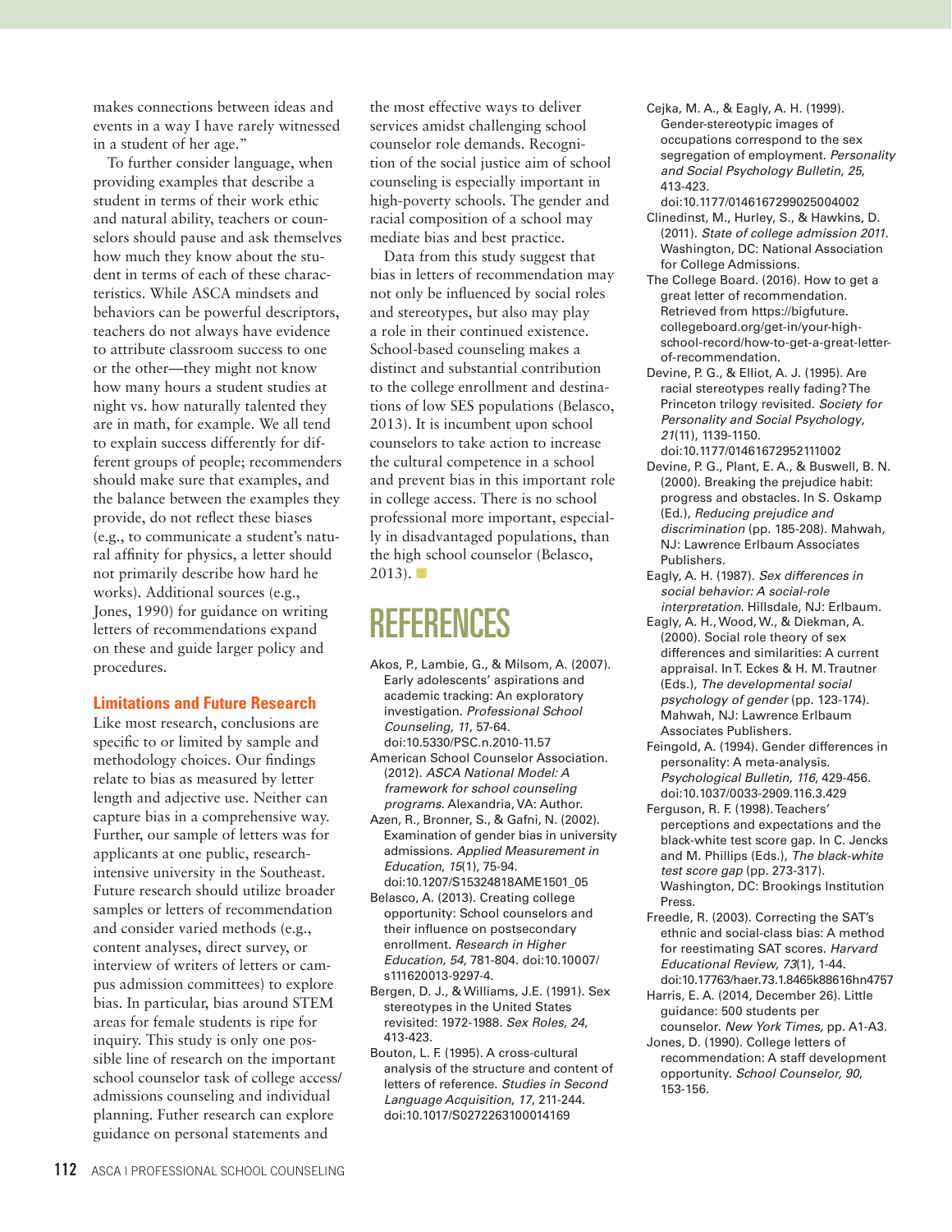makes connections between ideas and events in a way I have rarely witnessed in a student of her age."

To further consider language, when providing examples that describe a student in terms of their work ethic and natural ability, teachers or counselors should pause and ask themselves how much they know about the student in terms of each of these characteristics. While ASCA mindsets and behaviors can be powerful descriptors, teachers do not always have evidence to attribute classroom success to one or the other—they might not know how many hours a student studies at night vs. how naturally talented they are in math, for example. We all tend to explain success differently for different groups of people; recommenders should make sure that examples, and the balance between the examples they provide, do not reflect these biases (e.g., to communicate a student's natural affinity for physics, a letter should not primarily describe how hard he works). Additional sources (e.g., Jones, 1990) for guidance on writing letters of recommendations expand on these and guide larger policy and procedures.

### Limitations and Future Research

Like most research, conclusions are specific to or limited by sample and methodology choices. Our findings relate to bias as measured by letter length and adjective use. Neither can capture bias in a comprehensive way. Further, our sample of letters was for applicants at one public, research-intensive university in the Southeast. Future research should utilize broader samples or letters of recommendation and consider varied methods (e.g., content analyses, direct survey, or interview of writers of letters or campus admission committees) to explore bias. In particular, bias around STEM areas for female students is ripe for inquiry. This study is only one possible line of research on the important school counselor task of college access/admissions counseling and individual planning. Futher research can explore guidance on personal statements and the most effective ways to deliver services amidst challenging school counselor role demands. Recognition of the social justice aim of school counseling is especially important in high-poverty schools. The gender and racial composition of a school may mediate bias and best practice.

Data from this study suggest that bias in letters of recommendation may not only be influenced by social roles and stereotypes, but also may play a role in their continued existence. School-based counseling makes a distinct and substantial contribution to the college enrollment and destinations of low SES populations (Belasco, 2013). It is incumbent upon school counselors to take action to increase the cultural competence in a school and prevent bias in this important role in college access. There is no school professional more important, especially in disadvantaged populations, than the high school counselor (Belasco, 2013).

## REFERENCES

Akos, P., Lambie, G., & Milsom, A. (2007). Early adolescents' aspirations and academic tracking: An exploratory investigation. *Professional School Counseling, 11*, 57-64. doi:10.5330/PSC.n.2010-11.57

American School Counselor Association. (2012). *ASCA National Model: A framework for school counseling programs*. Alexandria, VA: Author.

Azen, R., Bronner, S., & Gafni, N. (2002). Examination of gender bias in university admissions. *Applied Measurement in Education*, *15*(1), 75-94. doi:10.1207/S15324818AME1501_05

Belasco, A. (2013). Creating college opportunity: School counselors and their influence on postsecondary enrollment. *Research in Higher Education, 54*, 781-804. doi:10.10007/s111620013-9297-4.

Bergen, D. J., & Williams, J.E. (1991). Sex stereotypes in the United States revisited: 1972-1988. *Sex Roles, 24*, 413-423.

Bouton, L. F. (1995). A cross-cultural analysis of the structure and content of letters of reference. *Studies in Second Language Acquisition*, *17*, 211-244. doi:10.1017/S0272263100014169

Cejka, M. A., & Eagly, A. H. (1999). Gender-stereotypic images of occupations correspond to the sex segregation of employment. *Personality and Social Psychology Bulletin*, *25*, 413-423. doi:10.1177/0146167299025004002

Clinedinst, M., Hurley, S., & Hawkins, D. (2011). *State of college admission 2011*. Washington, DC: National Association for College Admissions.

The College Board. (2016). How to get a great letter of recommendation. Retrieved from https://bigfuture.collegeboard.org/get-in/your-high-school-record/how-to-get-a-great-letter-of-recommendation.

Devine, P. G., & Elliot, A. J. (1995). Are racial stereotypes really fading? The Princeton trilogy revisited. *Society for Personality and Social Psychology*, *21*(11), 1139-1150. doi:10.1177/01461672952111002

Devine, P. G., Plant, E. A., & Buswell, B. N. (2000). Breaking the prejudice habit: progress and obstacles. In S. Oskamp (Ed.), *Reducing prejudice and discrimination* (pp. 185-208). Mahwah, NJ: Lawrence Erlbaum Associates Publishers.

Eagly, A. H. (1987). *Sex differences in social behavior: A social-role interpretation*. Hillsdale, NJ: Erlbaum.

Eagly, A. H., Wood, W., & Diekman, A. (2000). Social role theory of sex differences and similarities: A current appraisal. In T. Eckes & H. M. Trautner (Eds.), *The developmental social psychology of gender* (pp. 123-174). Mahwah, NJ: Lawrence Erlbaum Associates Publishers.

Feingold, A. (1994). Gender differences in personality: A meta-analysis. *Psychological Bulletin*, *116*, 429-456. doi:10.1037/0033-2909.116.3.429

Ferguson, R. F. (1998). Teachers' perceptions and expectations and the black-white test score gap. In C. Jencks and M. Phillips (Eds.), *The black-white test score gap* (pp. 273-317). Washington, DC: Brookings Institution Press.

Freedle, R. (2003). Correcting the SAT's ethnic and social-class bias: A method for reestimating SAT scores. *Harvard Educational Review, 73*(1), 1-44. doi:10.17763/haer.73.1.8465k88616hn4757

Harris, E. A. (2014, December 26). Little guidance: 500 students per counselor. *New York Times,* pp. A1-A3.

Jones, D. (1990). College letters of recommendation: A staff development opportunity. *School Counselor, 90*, 153-156.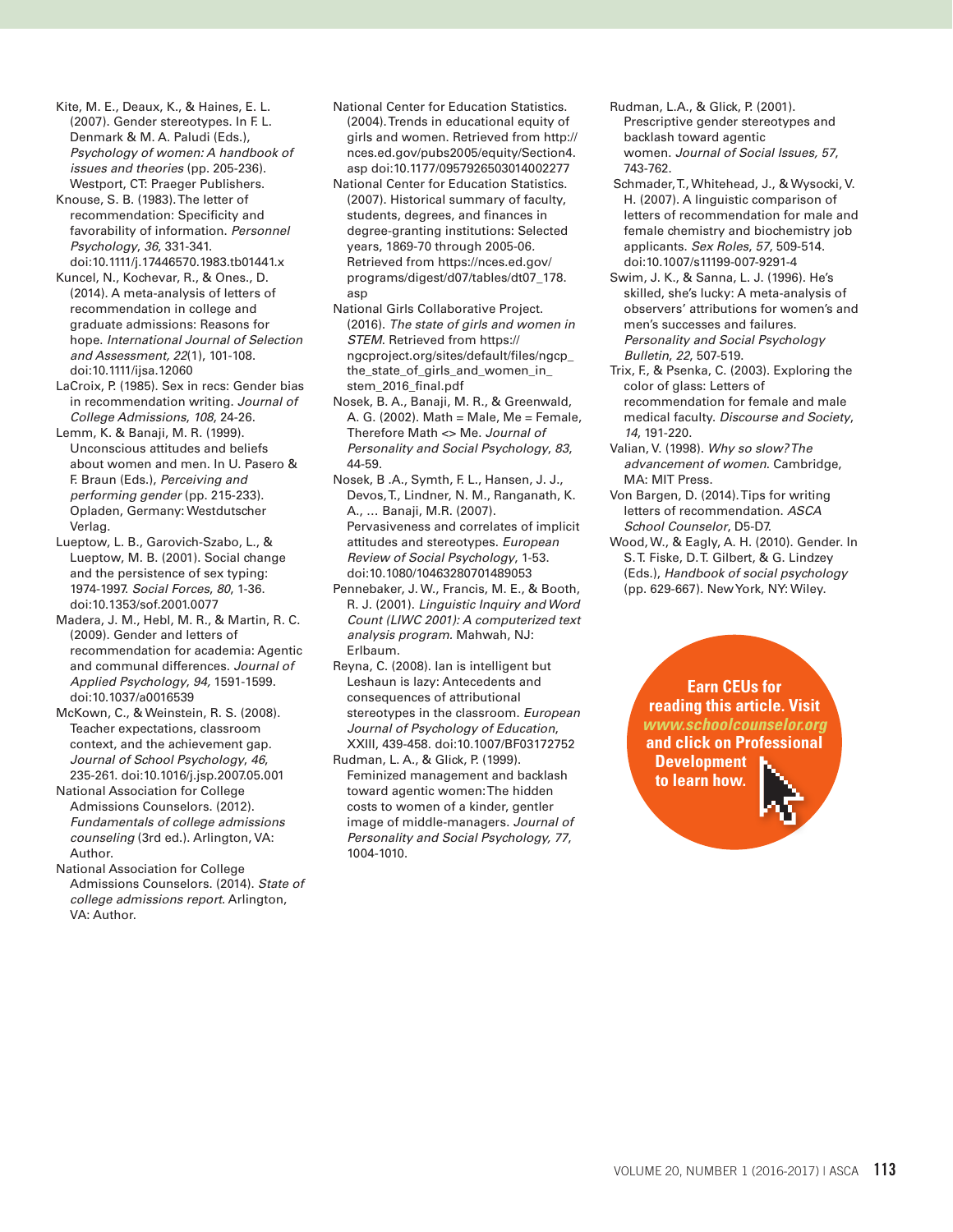Kite, M. E., Deaux, K., & Haines, E. L. (2007). Gender stereotypes. In F. L. Denmark & M. A. Paludi (Eds.), *Psychology of women: A handbook of issues and theories* (pp. 205-236). Westport, CT: Praeger Publishers.

Knouse, S. B. (1983). The letter of recommendation: Specificity and favorability of information. *Personnel Psychology*, *36*, 331-341. doi:10.1111/j.17446570.1983.tb01441.x

Kuncel, N., Kochevar, R., & Ones., D. (2014). A meta-analysis of letters of recommendation in college and graduate admissions: Reasons for hope. *International Journal of Selection and Assessment, 22*(1), 101-108. doi:10.1111/ijsa.12060

LaCroix, P. (1985). Sex in recs: Gender bias in recommendation writing. *Journal of College Admissions*, *108*, 24-26.

Lemm, K. & Banaji, M. R. (1999). Unconscious attitudes and beliefs about women and men. In U. Pasero & F. Braun (Eds.), *Perceiving and performing gender* (pp. 215-233). Opladen, Germany: Westdutscher Verlag.

Lueptow, L. B., Garovich-Szabo, L., & Lueptow, M. B. (2001). Social change and the persistence of sex typing: 1974-1997. *Social Forces*, *80*, 1-36. doi:10.1353/sof.2001.0077

Madera, J. M., Hebl, M. R., & Martin, R. C. (2009). Gender and letters of recommendation for academia: Agentic and communal differences. *Journal of Applied Psychology*, *94*, 1591-1599. doi:10.1037/a0016539

McKown, C., & Weinstein, R. S. (2008). Teacher expectations, classroom context, and the achievement gap. *Journal of School Psychology*, *46*, 235-261. doi:10.1016/j.jsp.2007.05.001

National Association for College Admissions Counselors. (2012). *Fundamentals of college admissions counseling* (3rd ed.). Arlington, VA: Author.

National Association for College Admissions Counselors. (2014). *State of college admissions report*. Arlington, VA: Author.

National Center for Education Statistics. (2004). Trends in educational equity of girls and women. Retrieved from http://nces.ed.gov/pubs2005/equity/Section4.asp doi:10.1177/0957926503014002277

National Center for Education Statistics. (2007). Historical summary of faculty, students, degrees, and finances in degree-granting institutions: Selected years, 1869-70 through 2005-06. Retrieved from https://nces.ed.gov/programs/digest/d07/tables/dt07_178.asp

National Girls Collaborative Project. (2016). *The state of girls and women in STEM*. Retrieved from https://ngcproject.org/sites/default/files/ngcp_the_state_of_girls_and_women_in_stem_2016_final.pdf

Nosek, B. A., Banaji, M. R., & Greenwald, A. G. (2002). Math = Male, Me = Female, Therefore Math <> Me. *Journal of Personality and Social Psychology*, *83*, 44-59.

Nosek, B .A., Symth, F. L., Hansen, J. J., Devos, T., Lindner, N. M., Ranganath, K. A., ... Banaji, M.R. (2007). Pervasiveness and correlates of implicit attitudes and stereotypes. *European Review of Social Psychology*, 1-53. doi:10.1080/10463280701489053

Pennebaker, J. W., Francis, M. E., & Booth, R. J. (2001). *Linguistic Inquiry and Word Count (LIWC 2001): A computerized text analysis program.* Mahwah, NJ: Erlbaum.

Reyna, C. (2008). Ian is intelligent but Leshaun is lazy: Antecedents and consequences of attributional stereotypes in the classroom. *European Journal of Psychology of Education*, XXIII, 439-458. doi:10.1007/BF03172752

Rudman, L. A., & Glick, P. (1999). Feminized management and backlash toward agentic women: The hidden costs to women of a kinder, gentler image of middle-managers. *Journal of Personality and Social Psychology, 77*, 1004-1010.

Rudman, L.A., & Glick, P. (2001). Prescriptive gender stereotypes and backlash toward agentic women. *Journal of Social Issues, 57*, 743-762.

Schmader, T., Whitehead, J., & Wysocki, V. H. (2007). A linguistic comparison of letters of recommendation for male and female chemistry and biochemistry job applicants. *Sex Roles*, *57*, 509-514. doi:10.1007/s11199-007-9291-4

Swim, J. K., & Sanna, L. J. (1996). He's skilled, she's lucky: A meta-analysis of observers' attributions for women's and men's successes and failures. *Personality and Social Psychology Bulletin*, *22*, 507-519.

Trix, F., & Psenka, C. (2003). Exploring the color of glass: Letters of recommendation for female and male medical faculty. *Discourse and Society*, *14*, 191-220.

Valian, V. (1998). *Why so slow? The advancement of women*. Cambridge, MA: MIT Press.

Von Bargen, D. (2014). Tips for writing letters of recommendation. *ASCA School Counselor*, D5-D7.

Wood, W., & Eagly, A. H. (2010). Gender. In S. T. Fiske, D. T. Gilbert, & G. Lindzey (Eds.), *Handbook of social psychology* (pp. 629-667). New York, NY: Wiley.

**Earn CEUs for reading this article. Visit *www.schoolcounselor.org* and click on Professional Development to learn how.**